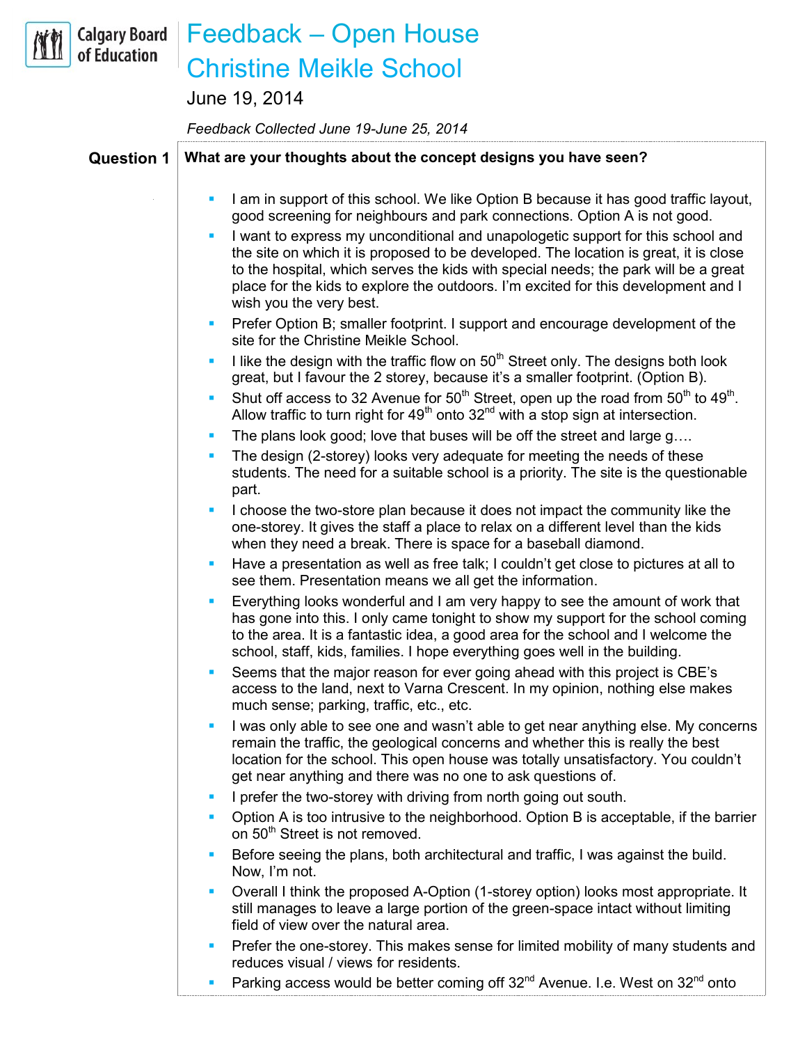# Feedback – Open House
# Christine Meikle School

June 19, 2014

*Feedback Collected June 19-June 25, 2014*

## Question 1

**What are your thoughts about the concept designs you have seen?**

- I am in support of this school. We like Option B because it has good traffic layout, good screening for neighbours and park connections. Option A is not good.
- I want to express my unconditional and unapologetic support for this school and the site on which it is proposed to be developed. The location is great, it is close to the hospital, which serves the kids with special needs; the park will be a great place for the kids to explore the outdoors. I'm excited for this development and I wish you the very best.
- Prefer Option B; smaller footprint. I support and encourage development of the site for the Christine Meikle School.
- I like the design with the traffic flow on 50th Street only. The designs both look great, but I favour the 2 storey, because it's a smaller footprint. (Option B).
- Shut off access to 32 Avenue for 50th Street, open up the road from 50th to 49th. Allow traffic to turn right for 49th onto 32nd with a stop sign at intersection.
- The plans look good; love that buses will be off the street and large g….
- The design (2-storey) looks very adequate for meeting the needs of these students. The need for a suitable school is a priority. The site is the questionable part.
- I choose the two-store plan because it does not impact the community like the one-storey. It gives the staff a place to relax on a different level than the kids when they need a break. There is space for a baseball diamond.
- Have a presentation as well as free talk; I couldn't get close to pictures at all to see them. Presentation means we all get the information.
- Everything looks wonderful and I am very happy to see the amount of work that has gone into this. I only came tonight to show my support for the school coming to the area. It is a fantastic idea, a good area for the school and I welcome the school, staff, kids, families. I hope everything goes well in the building.
- Seems that the major reason for ever going ahead with this project is CBE's access to the land, next to Varna Crescent. In my opinion, nothing else makes much sense; parking, traffic, etc., etc.
- I was only able to see one and wasn't able to get near anything else. My concerns remain the traffic, the geological concerns and whether this is really the best location for the school. This open house was totally unsatisfactory. You couldn't get near anything and there was no one to ask questions of.
- I prefer the two-storey with driving from north going out south.
- Option A is too intrusive to the neighborhood. Option B is acceptable, if the barrier on 50th Street is not removed.
- Before seeing the plans, both architectural and traffic, I was against the build. Now, I'm not.
- Overall I think the proposed A-Option (1-storey option) looks most appropriate. It still manages to leave a large portion of the green-space intact without limiting field of view over the natural area.
- Prefer the one-storey. This makes sense for limited mobility of many students and reduces visual / views for residents.
- Parking access would be better coming off 32nd Avenue. I.e. West on 32nd onto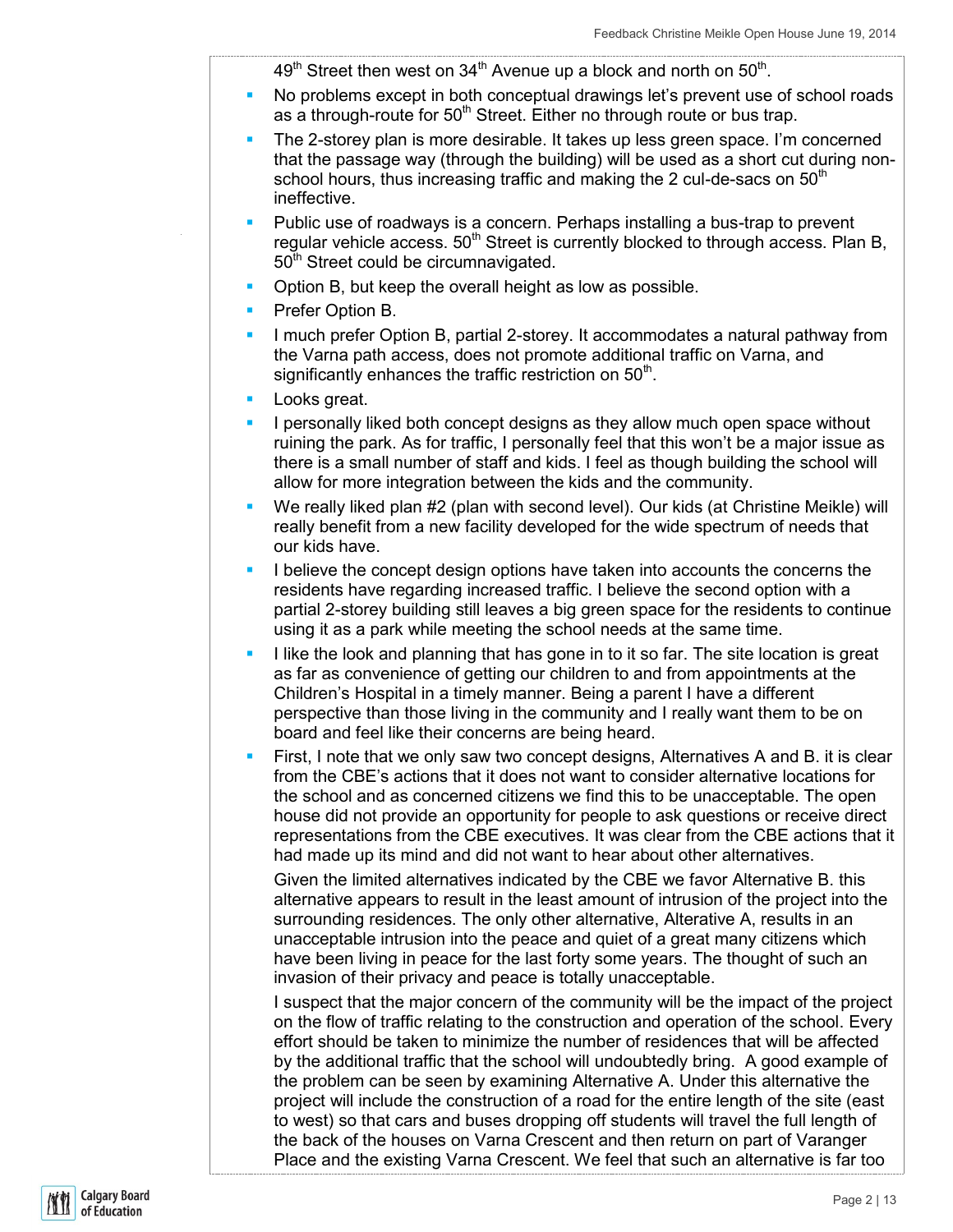49th Street then west on 34th Avenue up a block and north on 50th.

- No problems except in both conceptual drawings let's prevent use of school roads as a through-route for 50th Street. Either no through route or bus trap.
- The 2-storey plan is more desirable. It takes up less green space. I'm concerned that the passage way (through the building) will be used as a short cut during non-school hours, thus increasing traffic and making the 2 cul-de-sacs on 50th ineffective.
- Public use of roadways is a concern. Perhaps installing a bus-trap to prevent regular vehicle access. 50th Street is currently blocked to through access. Plan B, 50th Street could be circumnavigated.
- Option B, but keep the overall height as low as possible.
- Prefer Option B.
- I much prefer Option B, partial 2-storey. It accommodates a natural pathway from the Varna path access, does not promote additional traffic on Varna, and significantly enhances the traffic restriction on 50th.
- Looks great.
- I personally liked both concept designs as they allow much open space without ruining the park. As for traffic, I personally feel that this won't be a major issue as there is a small number of staff and kids. I feel as though building the school will allow for more integration between the kids and the community.
- We really liked plan #2 (plan with second level). Our kids (at Christine Meikle) will really benefit from a new facility developed for the wide spectrum of needs that our kids have.
- I believe the concept design options have taken into accounts the concerns the residents have regarding increased traffic. I believe the second option with a partial 2-storey building still leaves a big green space for the residents to continue using it as a park while meeting the school needs at the same time.
- I like the look and planning that has gone in to it so far. The site location is great as far as convenience of getting our children to and from appointments at the Children's Hospital in a timely manner. Being a parent I have a different perspective than those living in the community and I really want them to be on board and feel like their concerns are being heard.
- First, I note that we only saw two concept designs, Alternatives A and B. it is clear from the CBE's actions that it does not want to consider alternative locations for the school and as concerned citizens we find this to be unacceptable. The open house did not provide an opportunity for people to ask questions or receive direct representations from the CBE executives. It was clear from the CBE actions that it had made up its mind and did not want to hear about other alternatives.

  Given the limited alternatives indicated by the CBE we favor Alternative B. this alternative appears to result in the least amount of intrusion of the project into the surrounding residences. The only other alternative, Alterative A, results in an unacceptable intrusion into the peace and quiet of a great many citizens which have been living in peace for the last forty some years. The thought of such an invasion of their privacy and peace is totally unacceptable.

  I suspect that the major concern of the community will be the impact of the project on the flow of traffic relating to the construction and operation of the school. Every effort should be taken to minimize the number of residences that will be affected by the additional traffic that the school will undoubtedly bring. A good example of the problem can be seen by examining Alternative A. Under this alternative the project will include the construction of a road for the entire length of the site (east to west) so that cars and buses dropping off students will travel the full length of the back of the houses on Varna Crescent and then return on part of Varanger Place and the existing Varna Crescent. We feel that such an alternative is far too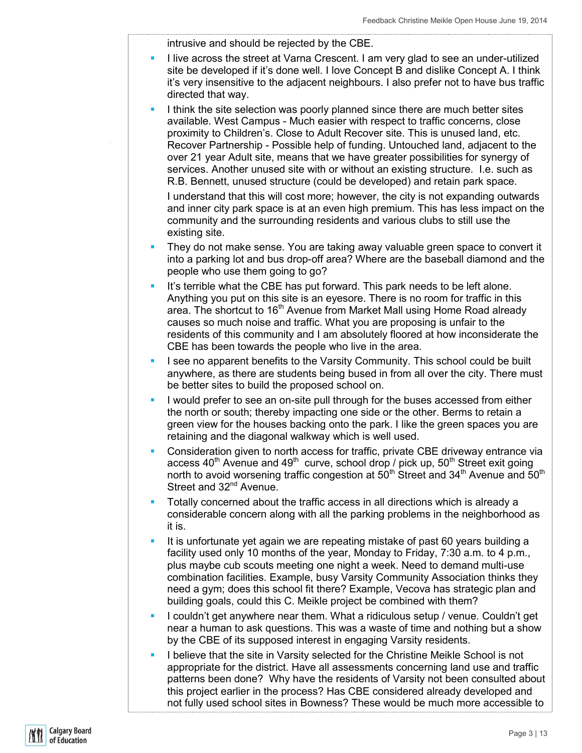intrusive and should be rejected by the CBE.

- I live across the street at Varna Crescent. I am very glad to see an under-utilized site be developed if it's done well. I love Concept B and dislike Concept A. I think it's very insensitive to the adjacent neighbours. I also prefer not to have bus traffic directed that way.
- I think the site selection was poorly planned since there are much better sites available. West Campus - Much easier with respect to traffic concerns, close proximity to Children's. Close to Adult Recover site. This is unused land, etc. Recover Partnership - Possible help of funding. Untouched land, adjacent to the over 21 year Adult site, means that we have greater possibilities for synergy of services. Another unused site with or without an existing structure. I.e. such as R.B. Bennett, unused structure (could be developed) and retain park space.

  I understand that this will cost more; however, the city is not expanding outwards and inner city park space is at an even high premium. This has less impact on the community and the surrounding residents and various clubs to still use the existing site.
- They do not make sense. You are taking away valuable green space to convert it into a parking lot and bus drop-off area? Where are the baseball diamond and the people who use them going to go?
- It's terrible what the CBE has put forward. This park needs to be left alone. Anything you put on this site is an eyesore. There is no room for traffic in this area. The shortcut to 16th Avenue from Market Mall using Home Road already causes so much noise and traffic. What you are proposing is unfair to the residents of this community and I am absolutely floored at how inconsiderate the CBE has been towards the people who live in the area.
- I see no apparent benefits to the Varsity Community. This school could be built anywhere, as there are students being bused in from all over the city. There must be better sites to build the proposed school on.
- I would prefer to see an on-site pull through for the buses accessed from either the north or south; thereby impacting one side or the other. Berms to retain a green view for the houses backing onto the park. I like the green spaces you are retaining and the diagonal walkway which is well used.
- Consideration given to north access for traffic, private CBE driveway entrance via access 40th Avenue and 49th curve, school drop / pick up, 50th Street exit going north to avoid worsening traffic congestion at 50th Street and 34th Avenue and 50th Street and 32nd Avenue.
- Totally concerned about the traffic access in all directions which is already a considerable concern along with all the parking problems in the neighborhood as it is.
- It is unfortunate yet again we are repeating mistake of past 60 years building a facility used only 10 months of the year, Monday to Friday, 7:30 a.m. to 4 p.m., plus maybe cub scouts meeting one night a week. Need to demand multi-use combination facilities. Example, busy Varsity Community Association thinks they need a gym; does this school fit there? Example, Vecova has strategic plan and building goals, could this C. Meikle project be combined with them?
- I couldn't get anywhere near them. What a ridiculous setup / venue. Couldn't get near a human to ask questions. This was a waste of time and nothing but a show by the CBE of its supposed interest in engaging Varsity residents.
- I believe that the site in Varsity selected for the Christine Meikle School is not appropriate for the district. Have all assessments concerning land use and traffic patterns been done? Why have the residents of Varsity not been consulted about this project earlier in the process? Has CBE considered already developed and not fully used school sites in Bowness? These would be much more accessible to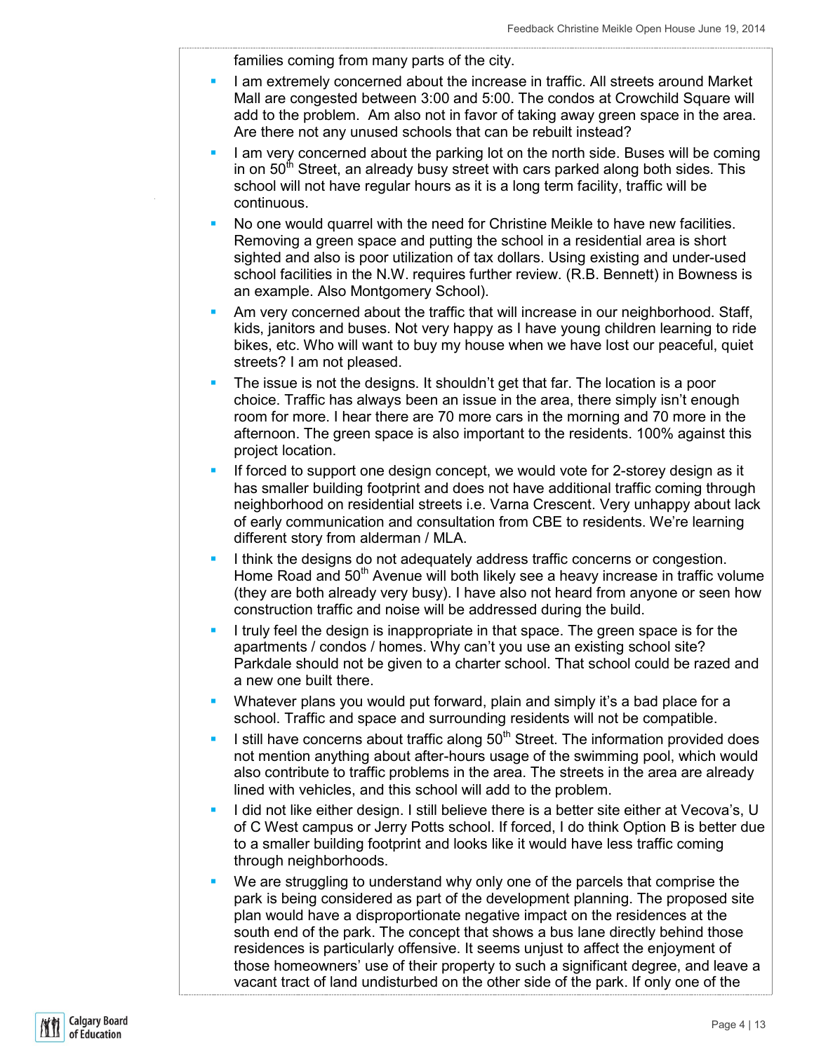families coming from many parts of the city.

- I am extremely concerned about the increase in traffic. All streets around Market Mall are congested between 3:00 and 5:00. The condos at Crowchild Square will add to the problem. Am also not in favor of taking away green space in the area. Are there not any unused schools that can be rebuilt instead?
- I am very concerned about the parking lot on the north side. Buses will be coming in on 50th Street, an already busy street with cars parked along both sides. This school will not have regular hours as it is a long term facility, traffic will be continuous.
- No one would quarrel with the need for Christine Meikle to have new facilities. Removing a green space and putting the school in a residential area is short sighted and also is poor utilization of tax dollars. Using existing and under-used school facilities in the N.W. requires further review. (R.B. Bennett) in Bowness is an example. Also Montgomery School).
- Am very concerned about the traffic that will increase in our neighborhood. Staff, kids, janitors and buses. Not very happy as I have young children learning to ride bikes, etc. Who will want to buy my house when we have lost our peaceful, quiet streets? I am not pleased.
- The issue is not the designs. It shouldn't get that far. The location is a poor choice. Traffic has always been an issue in the area, there simply isn't enough room for more. I hear there are 70 more cars in the morning and 70 more in the afternoon. The green space is also important to the residents. 100% against this project location.
- If forced to support one design concept, we would vote for 2-storey design as it has smaller building footprint and does not have additional traffic coming through neighborhood on residential streets i.e. Varna Crescent. Very unhappy about lack of early communication and consultation from CBE to residents. We're learning different story from alderman / MLA.
- I think the designs do not adequately address traffic concerns or congestion. Home Road and 50th Avenue will both likely see a heavy increase in traffic volume (they are both already very busy). I have also not heard from anyone or seen how construction traffic and noise will be addressed during the build.
- I truly feel the design is inappropriate in that space. The green space is for the apartments / condos / homes. Why can't you use an existing school site? Parkdale should not be given to a charter school. That school could be razed and a new one built there.
- Whatever plans you would put forward, plain and simply it's a bad place for a school. Traffic and space and surrounding residents will not be compatible.
- I still have concerns about traffic along 50th Street. The information provided does not mention anything about after-hours usage of the swimming pool, which would also contribute to traffic problems in the area. The streets in the area are already lined with vehicles, and this school will add to the problem.
- I did not like either design. I still believe there is a better site either at Vecova's, U of C West campus or Jerry Potts school. If forced, I do think Option B is better due to a smaller building footprint and looks like it would have less traffic coming through neighborhoods.
- We are struggling to understand why only one of the parcels that comprise the park is being considered as part of the development planning. The proposed site plan would have a disproportionate negative impact on the residences at the south end of the park. The concept that shows a bus lane directly behind those residences is particularly offensive. It seems unjust to affect the enjoyment of those homeowners' use of their property to such a significant degree, and leave a vacant tract of land undisturbed on the other side of the park. If only one of the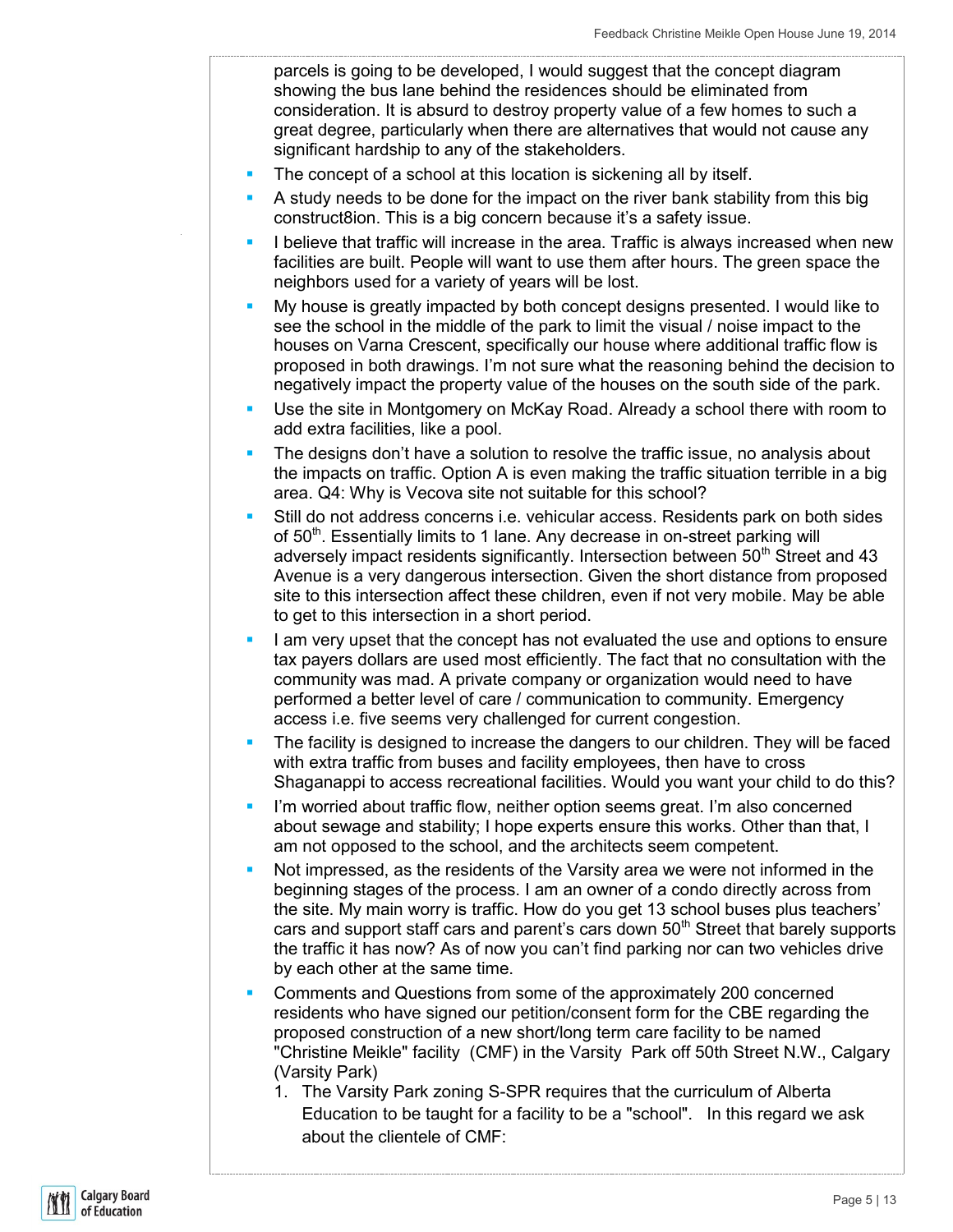parcels is going to be developed, I would suggest that the concept diagram showing the bus lane behind the residences should be eliminated from consideration. It is absurd to destroy property value of a few homes to such a great degree, particularly when there are alternatives that would not cause any significant hardship to any of the stakeholders.

- The concept of a school at this location is sickening all by itself.
- A study needs to be done for the impact on the river bank stability from this big construct8ion. This is a big concern because it's a safety issue.
- I believe that traffic will increase in the area. Traffic is always increased when new facilities are built. People will want to use them after hours. The green space the neighbors used for a variety of years will be lost.
- My house is greatly impacted by both concept designs presented. I would like to see the school in the middle of the park to limit the visual / noise impact to the houses on Varna Crescent, specifically our house where additional traffic flow is proposed in both drawings. I'm not sure what the reasoning behind the decision to negatively impact the property value of the houses on the south side of the park.
- Use the site in Montgomery on McKay Road. Already a school there with room to add extra facilities, like a pool.
- The designs don't have a solution to resolve the traffic issue, no analysis about the impacts on traffic. Option A is even making the traffic situation terrible in a big area. Q4: Why is Vecova site not suitable for this school?
- Still do not address concerns i.e. vehicular access. Residents park on both sides of 50th. Essentially limits to 1 lane. Any decrease in on-street parking will adversely impact residents significantly. Intersection between 50th Street and 43 Avenue is a very dangerous intersection. Given the short distance from proposed site to this intersection affect these children, even if not very mobile. May be able to get to this intersection in a short period.
- I am very upset that the concept has not evaluated the use and options to ensure tax payers dollars are used most efficiently. The fact that no consultation with the community was mad. A private company or organization would need to have performed a better level of care / communication to community. Emergency access i.e. five seems very challenged for current congestion.
- The facility is designed to increase the dangers to our children. They will be faced with extra traffic from buses and facility employees, then have to cross Shaganappi to access recreational facilities. Would you want your child to do this?
- I'm worried about traffic flow, neither option seems great. I'm also concerned about sewage and stability; I hope experts ensure this works. Other than that, I am not opposed to the school, and the architects seem competent.
- Not impressed, as the residents of the Varsity area we were not informed in the beginning stages of the process. I am an owner of a condo directly across from the site. My main worry is traffic. How do you get 13 school buses plus teachers' cars and support staff cars and parent's cars down 50th Street that barely supports the traffic it has now? As of now you can't find parking nor can two vehicles drive by each other at the same time.
- Comments and Questions from some of the approximately 200 concerned residents who have signed our petition/consent form for the CBE regarding the proposed construction of a new short/long term care facility to be named "Christine Meikle" facility (CMF) in the Varsity Park off 50th Street N.W., Calgary (Varsity Park)
  1. The Varsity Park zoning S-SPR requires that the curriculum of Alberta Education to be taught for a facility to be a "school". In this regard we ask about the clientele of CMF: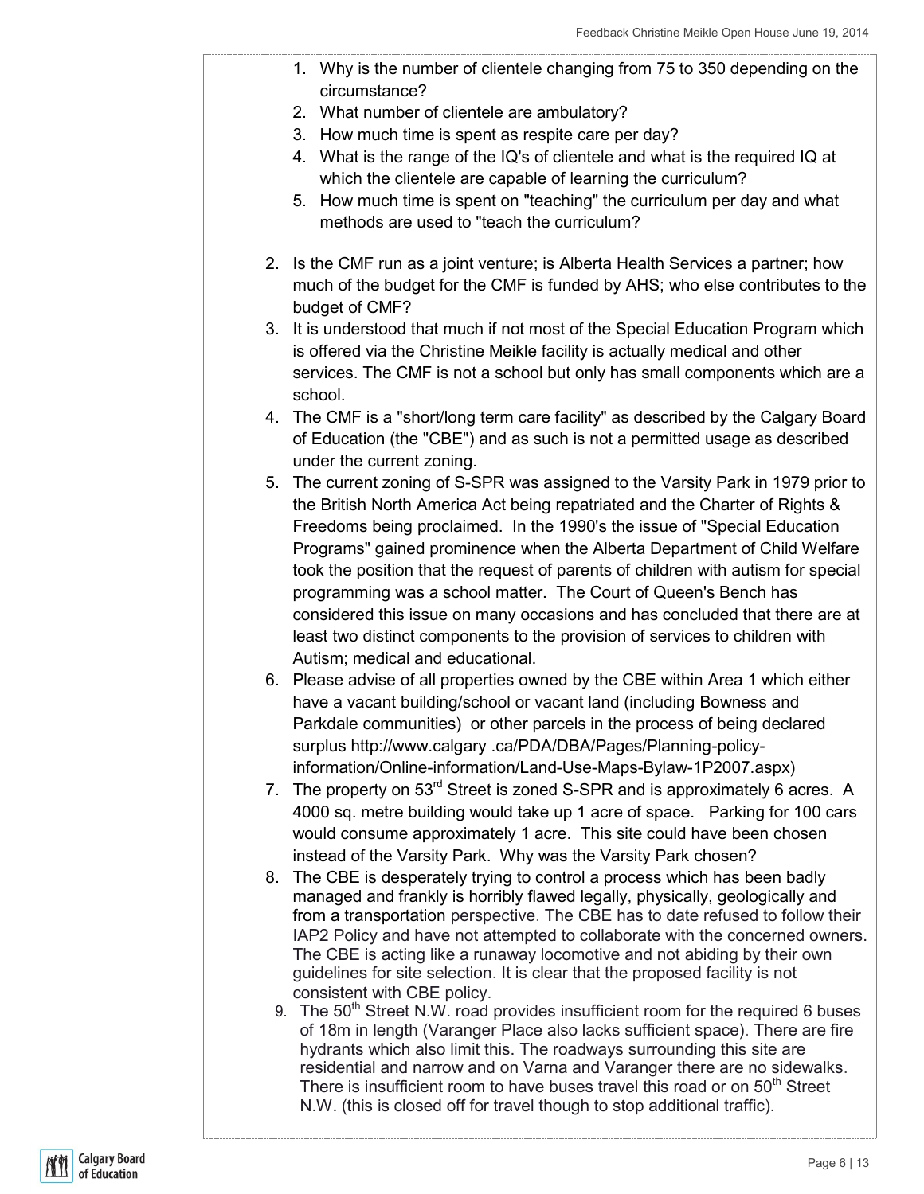1. Why is the number of clientele changing from 75 to 350 depending on the circumstance?
2. What number of clientele are ambulatory?
3. How much time is spent as respite care per day?
4. What is the range of the IQ's of clientele and what is the required IQ at which the clientele are capable of learning the curriculum?
5. How much time is spent on "teaching" the curriculum per day and what methods are used to "teach the curriculum?

2. Is the CMF run as a joint venture; is Alberta Health Services a partner; how much of the budget for the CMF is funded by AHS; who else contributes to the budget of CMF?
3. It is understood that much if not most of the Special Education Program which is offered via the Christine Meikle facility is actually medical and other services. The CMF is not a school but only has small components which are a school.
4. The CMF is a "short/long term care facility" as described by the Calgary Board of Education (the "CBE") and as such is not a permitted usage as described under the current zoning.
5. The current zoning of S-SPR was assigned to the Varsity Park in 1979 prior to the British North America Act being repatriated and the Charter of Rights & Freedoms being proclaimed. In the 1990's the issue of "Special Education Programs" gained prominence when the Alberta Department of Child Welfare took the position that the request of parents of children with autism for special programming was a school matter. The Court of Queen's Bench has considered this issue on many occasions and has concluded that there are at least two distinct components to the provision of services to children with Autism; medical and educational.
6. Please advise of all properties owned by the CBE within Area 1 which either have a vacant building/school or vacant land (including Bowness and Parkdale communities) or other parcels in the process of being declared surplus http://www.calgary .ca/PDA/DBA/Pages/Planning-policy-information/Online-information/Land-Use-Maps-Bylaw-1P2007.aspx)
7. The property on 53rd Street is zoned S-SPR and is approximately 6 acres. A 4000 sq. metre building would take up 1 acre of space. Parking for 100 cars would consume approximately 1 acre. This site could have been chosen instead of the Varsity Park. Why was the Varsity Park chosen?
8. The CBE is desperately trying to control a process which has been badly managed and frankly is horribly flawed legally, physically, geologically and from a transportation perspective. The CBE has to date refused to follow their IAP2 Policy and have not attempted to collaborate with the concerned owners. The CBE is acting like a runaway locomotive and not abiding by their own guidelines for site selection. It is clear that the proposed facility is not consistent with CBE policy.
9. The 50th Street N.W. road provides insufficient room for the required 6 buses of 18m in length (Varanger Place also lacks sufficient space). There are fire hydrants which also limit this. The roadways surrounding this site are residential and narrow and on Varna and Varanger there are no sidewalks. There is insufficient room to have buses travel this road or on 50th Street N.W. (this is closed off for travel though to stop additional traffic).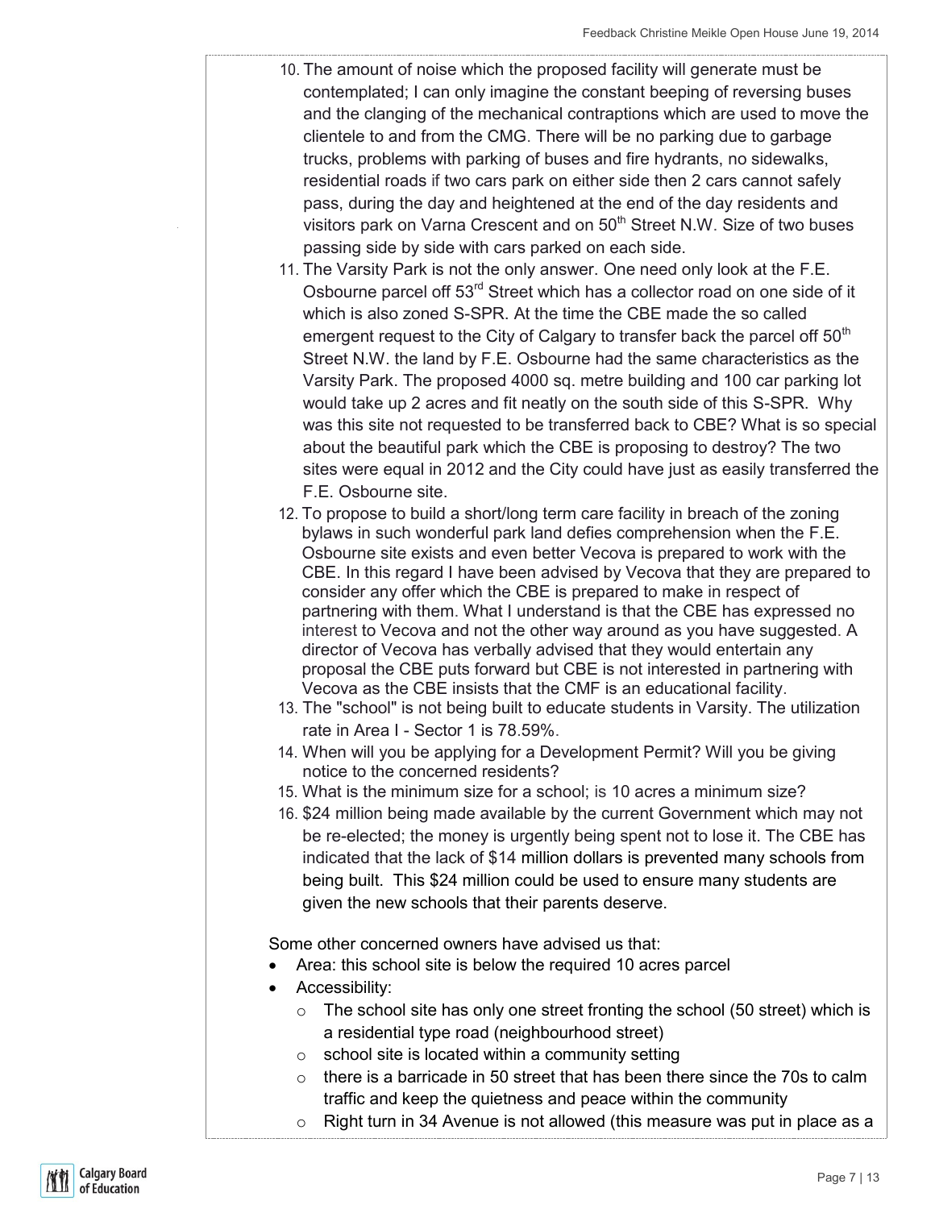10. The amount of noise which the proposed facility will generate must be contemplated; I can only imagine the constant beeping of reversing buses and the clanging of the mechanical contraptions which are used to move the clientele to and from the CMG. There will be no parking due to garbage trucks, problems with parking of buses and fire hydrants, no sidewalks, residential roads if two cars park on either side then 2 cars cannot safely pass, during the day and heightened at the end of the day residents and visitors park on Varna Crescent and on 50th Street N.W. Size of two buses passing side by side with cars parked on each side.
11. The Varsity Park is not the only answer. One need only look at the F.E. Osbourne parcel off 53rd Street which has a collector road on one side of it which is also zoned S-SPR. At the time the CBE made the so called emergent request to the City of Calgary to transfer back the parcel off 50th Street N.W. the land by F.E. Osbourne had the same characteristics as the Varsity Park. The proposed 4000 sq. metre building and 100 car parking lot would take up 2 acres and fit neatly on the south side of this S-SPR. Why was this site not requested to be transferred back to CBE? What is so special about the beautiful park which the CBE is proposing to destroy? The two sites were equal in 2012 and the City could have just as easily transferred the F.E. Osbourne site.
12. To propose to build a short/long term care facility in breach of the zoning bylaws in such wonderful park land defies comprehension when the F.E. Osbourne site exists and even better Vecova is prepared to work with the CBE. In this regard I have been advised by Vecova that they are prepared to consider any offer which the CBE is prepared to make in respect of partnering with them. What I understand is that the CBE has expressed no interest to Vecova and not the other way around as you have suggested. A director of Vecova has verbally advised that they would entertain any proposal the CBE puts forward but CBE is not interested in partnering with Vecova as the CBE insists that the CMF is an educational facility.
13. The "school" is not being built to educate students in Varsity. The utilization rate in Area I - Sector 1 is 78.59%.
14. When will you be applying for a Development Permit? Will you be giving notice to the concerned residents?
15. What is the minimum size for a school; is 10 acres a minimum size?
16. $24 million being made available by the current Government which may not be re-elected; the money is urgently being spent not to lose it. The CBE has indicated that the lack of $14 million dollars is prevented many schools from being built. This $24 million could be used to ensure many students are given the new schools that their parents deserve.

Some other concerned owners have advised us that:

- Area: this school site is below the required 10 acres parcel
- Accessibility:
  - The school site has only one street fronting the school (50 street) which is a residential type road (neighbourhood street)
  - school site is located within a community setting
  - there is a barricade in 50 street that has been there since the 70s to calm traffic and keep the quietness and peace within the community
  - Right turn in 34 Avenue is not allowed (this measure was put in place as a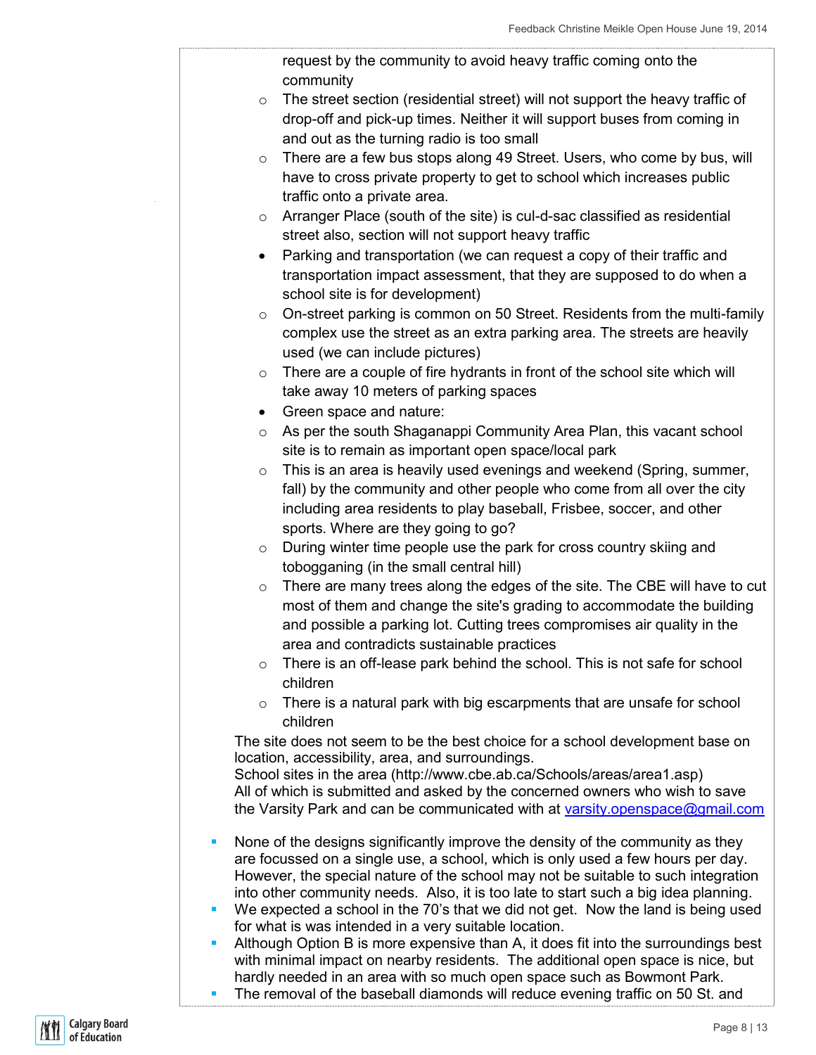request by the community to avoid heavy traffic coming onto the community

- The street section (residential street) will not support the heavy traffic of drop-off and pick-up times. Neither it will support buses from coming in and out as the turning radio is too small
- There are a few bus stops along 49 Street. Users, who come by bus, will have to cross private property to get to school which increases public traffic onto a private area.
- Arranger Place (south of the site) is cul-d-sac classified as residential street also, section will not support heavy traffic

- Parking and transportation (we can request a copy of their traffic and transportation impact assessment, that they are supposed to do when a school site is for development)
  - On-street parking is common on 50 Street. Residents from the multi-family complex use the street as an extra parking area. The streets are heavily used (we can include pictures)
  - There are a couple of fire hydrants in front of the school site which will take away 10 meters of parking spaces
- Green space and nature:
  - As per the south Shaganappi Community Area Plan, this vacant school site is to remain as important open space/local park
  - This is an area is heavily used evenings and weekend (Spring, summer, fall) by the community and other people who come from all over the city including area residents to play baseball, Frisbee, soccer, and other sports. Where are they going to go?
  - During winter time people use the park for cross country skiing and tobogganing (in the small central hill)
  - There are many trees along the edges of the site. The CBE will have to cut most of them and change the site's grading to accommodate the building and possible a parking lot. Cutting trees compromises air quality in the area and contradicts sustainable practices
  - There is an off-lease park behind the school. This is not safe for school children
  - There is a natural park with big escarpments that are unsafe for school children

The site does not seem to be the best choice for a school development base on location, accessibility, area, and surroundings.
School sites in the area (http://www.cbe.ab.ca/Schools/areas/area1.asp)
All of which is submitted and asked by the concerned owners who wish to save the Varsity Park and can be communicated with at varsity.openspace@gmail.com

- None of the designs significantly improve the density of the community as they are focussed on a single use, a school, which is only used a few hours per day. However, the special nature of the school may not be suitable to such integration into other community needs. Also, it is too late to start such a big idea planning.
- We expected a school in the 70's that we did not get. Now the land is being used for what is was intended in a very suitable location.
- Although Option B is more expensive than A, it does fit into the surroundings best with minimal impact on nearby residents. The additional open space is nice, but hardly needed in an area with so much open space such as Bowmont Park.
- The removal of the baseball diamonds will reduce evening traffic on 50 St. and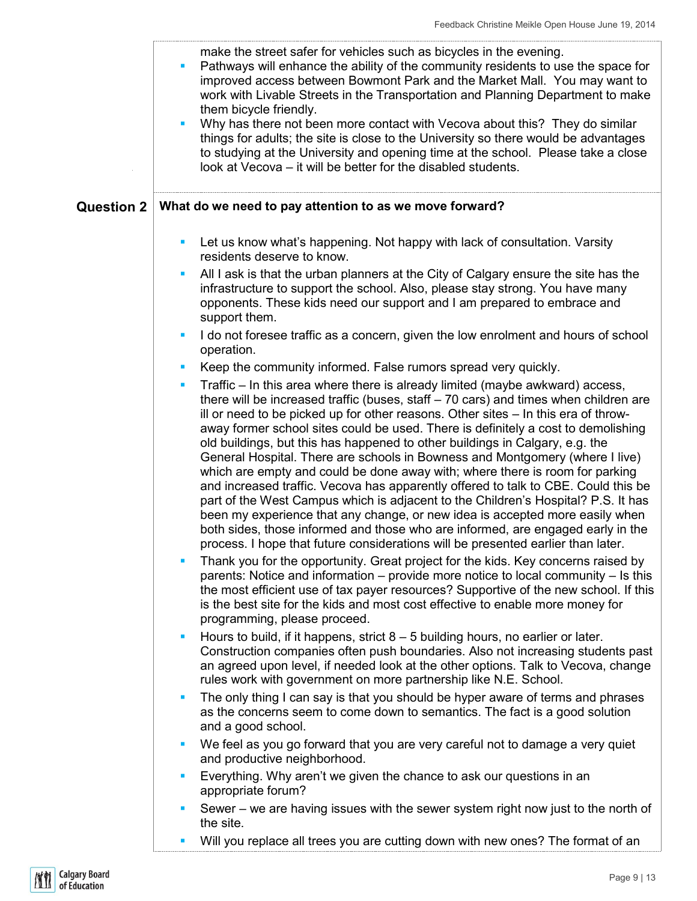make the street safer for vehicles such as bicycles in the evening.

- Pathways will enhance the ability of the community residents to use the space for improved access between Bowmont Park and the Market Mall. You may want to work with Livable Streets in the Transportation and Planning Department to make them bicycle friendly.
- Why has there not been more contact with Vecova about this? They do similar things for adults; the site is close to the University so there would be advantages to studying at the University and opening time at the school. Please take a close look at Vecova – it will be better for the disabled students.

## Question 2 What do we need to pay attention to as we move forward?

- Let us know what's happening. Not happy with lack of consultation. Varsity residents deserve to know.
- All I ask is that the urban planners at the City of Calgary ensure the site has the infrastructure to support the school. Also, please stay strong. You have many opponents. These kids need our support and I am prepared to embrace and support them.
- I do not foresee traffic as a concern, given the low enrolment and hours of school operation.
- Keep the community informed. False rumors spread very quickly.
- Traffic – In this area where there is already limited (maybe awkward) access, there will be increased traffic (buses, staff – 70 cars) and times when children are ill or need to be picked up for other reasons. Other sites – In this era of throw-away former school sites could be used. There is definitely a cost to demolishing old buildings, but this has happened to other buildings in Calgary, e.g. the General Hospital. There are schools in Bowness and Montgomery (where I live) which are empty and could be done away with; where there is room for parking and increased traffic. Vecova has apparently offered to talk to CBE. Could this be part of the West Campus which is adjacent to the Children's Hospital? P.S. It has been my experience that any change, or new idea is accepted more easily when both sides, those informed and those who are informed, are engaged early in the process. I hope that future considerations will be presented earlier than later.
- Thank you for the opportunity. Great project for the kids. Key concerns raised by parents: Notice and information – provide more notice to local community – Is this the most efficient use of tax payer resources? Supportive of the new school. If this is the best site for the kids and most cost effective to enable more money for programming, please proceed.
- Hours to build, if it happens, strict 8 – 5 building hours, no earlier or later. Construction companies often push boundaries. Also not increasing students past an agreed upon level, if needed look at the other options. Talk to Vecova, change rules work with government on more partnership like N.E. School.
- The only thing I can say is that you should be hyper aware of terms and phrases as the concerns seem to come down to semantics. The fact is a good solution and a good school.
- We feel as you go forward that you are very careful not to damage a very quiet and productive neighborhood.
- Everything. Why aren't we given the chance to ask our questions in an appropriate forum?
- Sewer – we are having issues with the sewer system right now just to the north of the site.
- Will you replace all trees you are cutting down with new ones? The format of an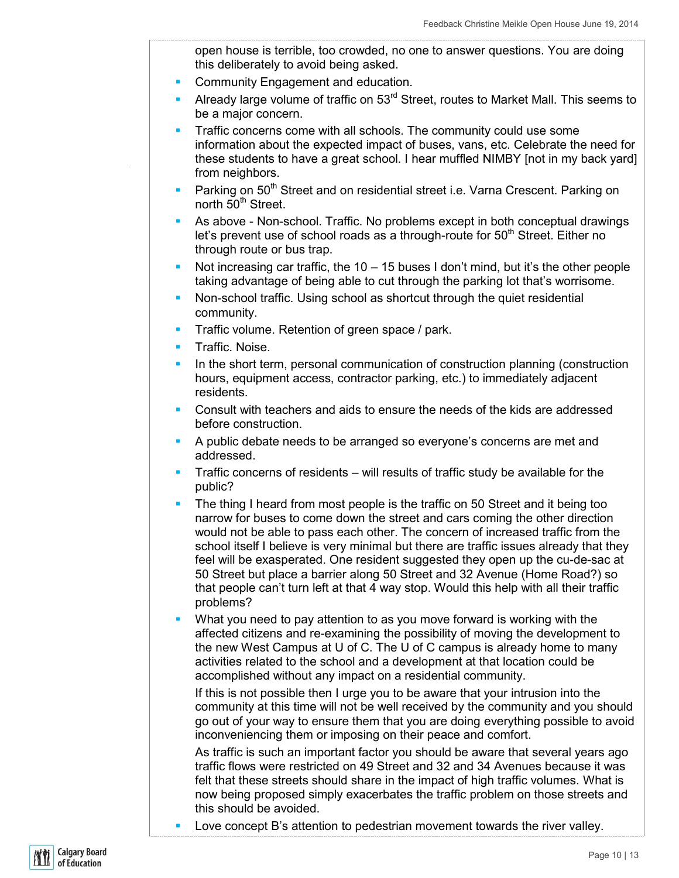open house is terrible, too crowded, no one to answer questions. You are doing this deliberately to avoid being asked.

- Community Engagement and education.
- Already large volume of traffic on 53rd Street, routes to Market Mall. This seems to be a major concern.
- Traffic concerns come with all schools. The community could use some information about the expected impact of buses, vans, etc. Celebrate the need for these students to have a great school. I hear muffled NIMBY [not in my back yard] from neighbors.
- Parking on 50th Street and on residential street i.e. Varna Crescent. Parking on north 50th Street.
- As above - Non-school. Traffic. No problems except in both conceptual drawings let's prevent use of school roads as a through-route for 50th Street. Either no through route or bus trap.
- Not increasing car traffic, the 10 – 15 buses I don't mind, but it's the other people taking advantage of being able to cut through the parking lot that's worrisome.
- Non-school traffic. Using school as shortcut through the quiet residential community.
- Traffic volume. Retention of green space / park.
- Traffic. Noise.
- In the short term, personal communication of construction planning (construction hours, equipment access, contractor parking, etc.) to immediately adjacent residents.
- Consult with teachers and aids to ensure the needs of the kids are addressed before construction.
- A public debate needs to be arranged so everyone's concerns are met and addressed.
- Traffic concerns of residents – will results of traffic study be available for the public?
- The thing I heard from most people is the traffic on 50 Street and it being too narrow for buses to come down the street and cars coming the other direction would not be able to pass each other. The concern of increased traffic from the school itself I believe is very minimal but there are traffic issues already that they feel will be exasperated. One resident suggested they open up the cu-de-sac at 50 Street but place a barrier along 50 Street and 32 Avenue (Home Road?) so that people can't turn left at that 4 way stop. Would this help with all their traffic problems?
- What you need to pay attention to as you move forward is working with the affected citizens and re-examining the possibility of moving the development to the new West Campus at U of C. The U of C campus is already home to many activities related to the school and a development at that location could be accomplished without any impact on a residential community.

  If this is not possible then I urge you to be aware that your intrusion into the community at this time will not be well received by the community and you should go out of your way to ensure them that you are doing everything possible to avoid inconveniencing them or imposing on their peace and comfort.

  As traffic is such an important factor you should be aware that several years ago traffic flows were restricted on 49 Street and 32 and 34 Avenues because it was felt that these streets should share in the impact of high traffic volumes. What is now being proposed simply exacerbates the traffic problem on those streets and this should be avoided.
- Love concept B's attention to pedestrian movement towards the river valley.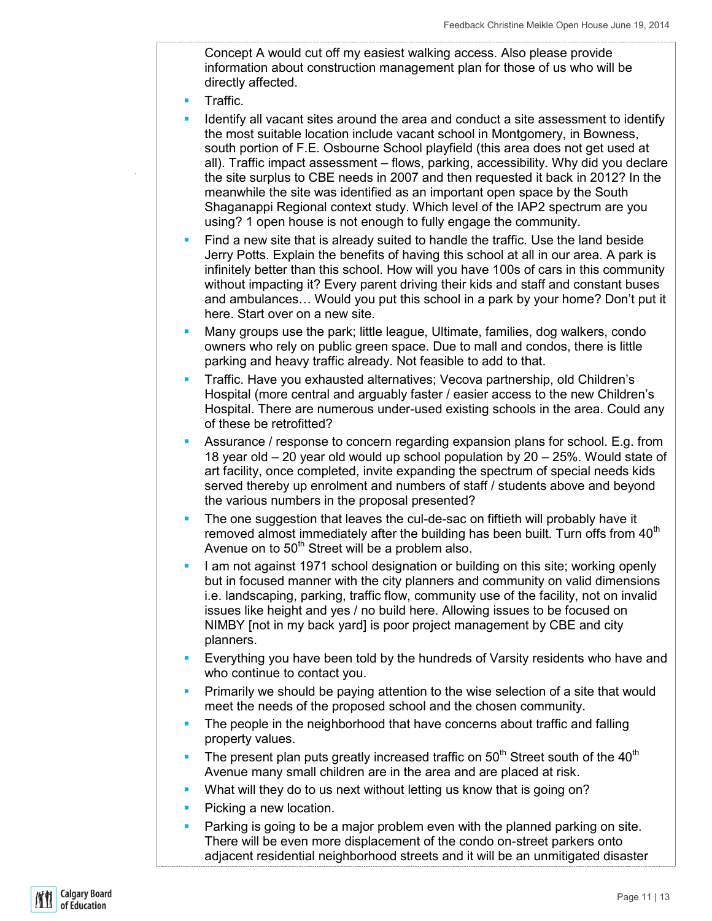Concept A would cut off my easiest walking access. Also please provide information about construction management plan for those of us who will be directly affected.

- Traffic.
- Identify all vacant sites around the area and conduct a site assessment to identify the most suitable location include vacant school in Montgomery, in Bowness, south portion of F.E. Osbourne School playfield (this area does not get used at all). Traffic impact assessment – flows, parking, accessibility. Why did you declare the site surplus to CBE needs in 2007 and then requested it back in 2012? In the meanwhile the site was identified as an important open space by the South Shaganappi Regional context study. Which level of the IAP2 spectrum are you using? 1 open house is not enough to fully engage the community.
- Find a new site that is already suited to handle the traffic. Use the land beside Jerry Potts. Explain the benefits of having this school at all in our area. A park is infinitely better than this school. How will you have 100s of cars in this community without impacting it? Every parent driving their kids and staff and constant buses and ambulances… Would you put this school in a park by your home? Don't put it here. Start over on a new site.
- Many groups use the park; little league, Ultimate, families, dog walkers, condo owners who rely on public green space. Due to mall and condos, there is little parking and heavy traffic already. Not feasible to add to that.
- Traffic. Have you exhausted alternatives; Vecova partnership, old Children's Hospital (more central and arguably faster / easier access to the new Children's Hospital. There are numerous under-used existing schools in the area. Could any of these be retrofitted?
- Assurance / response to concern regarding expansion plans for school. E.g. from 18 year old – 20 year old would up school population by 20 – 25%. Would state of art facility, once completed, invite expanding the spectrum of special needs kids served thereby up enrolment and numbers of staff / students above and beyond the various numbers in the proposal presented?
- The one suggestion that leaves the cul-de-sac on fiftieth will probably have it removed almost immediately after the building has been built. Turn offs from 40th Avenue on to 50th Street will be a problem also.
- I am not against 1971 school designation or building on this site; working openly but in focused manner with the city planners and community on valid dimensions i.e. landscaping, parking, traffic flow, community use of the facility, not on invalid issues like height and yes / no build here. Allowing issues to be focused on NIMBY [not in my back yard] is poor project management by CBE and city planners.
- Everything you have been told by the hundreds of Varsity residents who have and who continue to contact you.
- Primarily we should be paying attention to the wise selection of a site that would meet the needs of the proposed school and the chosen community.
- The people in the neighborhood that have concerns about traffic and falling property values.
- The present plan puts greatly increased traffic on 50th Street south of the 40th Avenue many small children are in the area and are placed at risk.
- What will they do to us next without letting us know that is going on?
- Picking a new location.
- Parking is going to be a major problem even with the planned parking on site. There will be even more displacement of the condo on-street parkers onto adjacent residential neighborhood streets and it will be an unmitigated disaster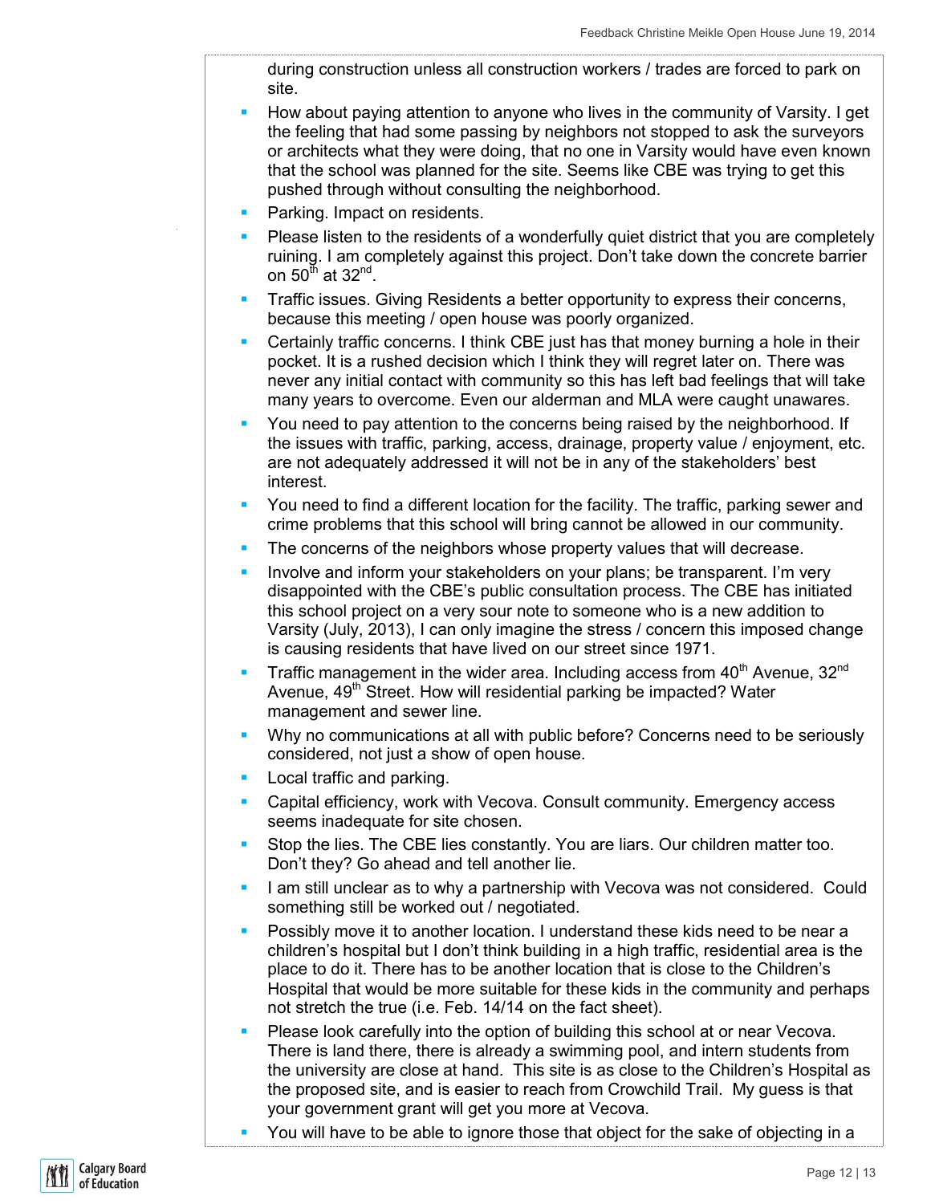during construction unless all construction workers / trades are forced to park on site.

- How about paying attention to anyone who lives in the community of Varsity. I get the feeling that had some passing by neighbors not stopped to ask the surveyors or architects what they were doing, that no one in Varsity would have even known that the school was planned for the site. Seems like CBE was trying to get this pushed through without consulting the neighborhood.
- Parking. Impact on residents.
- Please listen to the residents of a wonderfully quiet district that you are completely ruining. I am completely against this project. Don't take down the concrete barrier on 50th at 32nd.
- Traffic issues. Giving Residents a better opportunity to express their concerns, because this meeting / open house was poorly organized.
- Certainly traffic concerns. I think CBE just has that money burning a hole in their pocket. It is a rushed decision which I think they will regret later on. There was never any initial contact with community so this has left bad feelings that will take many years to overcome. Even our alderman and MLA were caught unawares.
- You need to pay attention to the concerns being raised by the neighborhood. If the issues with traffic, parking, access, drainage, property value / enjoyment, etc. are not adequately addressed it will not be in any of the stakeholders' best interest.
- You need to find a different location for the facility. The traffic, parking sewer and crime problems that this school will bring cannot be allowed in our community.
- The concerns of the neighbors whose property values that will decrease.
- Involve and inform your stakeholders on your plans; be transparent. I'm very disappointed with the CBE's public consultation process. The CBE has initiated this school project on a very sour note to someone who is a new addition to Varsity (July, 2013), I can only imagine the stress / concern this imposed change is causing residents that have lived on our street since 1971.
- Traffic management in the wider area. Including access from 40th Avenue, 32nd Avenue, 49th Street. How will residential parking be impacted? Water management and sewer line.
- Why no communications at all with public before? Concerns need to be seriously considered, not just a show of open house.
- Local traffic and parking.
- Capital efficiency, work with Vecova. Consult community. Emergency access seems inadequate for site chosen.
- Stop the lies. The CBE lies constantly. You are liars. Our children matter too. Don't they? Go ahead and tell another lie.
- I am still unclear as to why a partnership with Vecova was not considered. Could something still be worked out / negotiated.
- Possibly move it to another location. I understand these kids need to be near a children's hospital but I don't think building in a high traffic, residential area is the place to do it. There has to be another location that is close to the Children's Hospital that would be more suitable for these kids in the community and perhaps not stretch the true (i.e. Feb. 14/14 on the fact sheet).
- Please look carefully into the option of building this school at or near Vecova. There is land there, there is already a swimming pool, and intern students from the university are close at hand. This site is as close to the Children's Hospital as the proposed site, and is easier to reach from Crowchild Trail. My guess is that your government grant will get you more at Vecova.
- You will have to be able to ignore those that object for the sake of objecting in a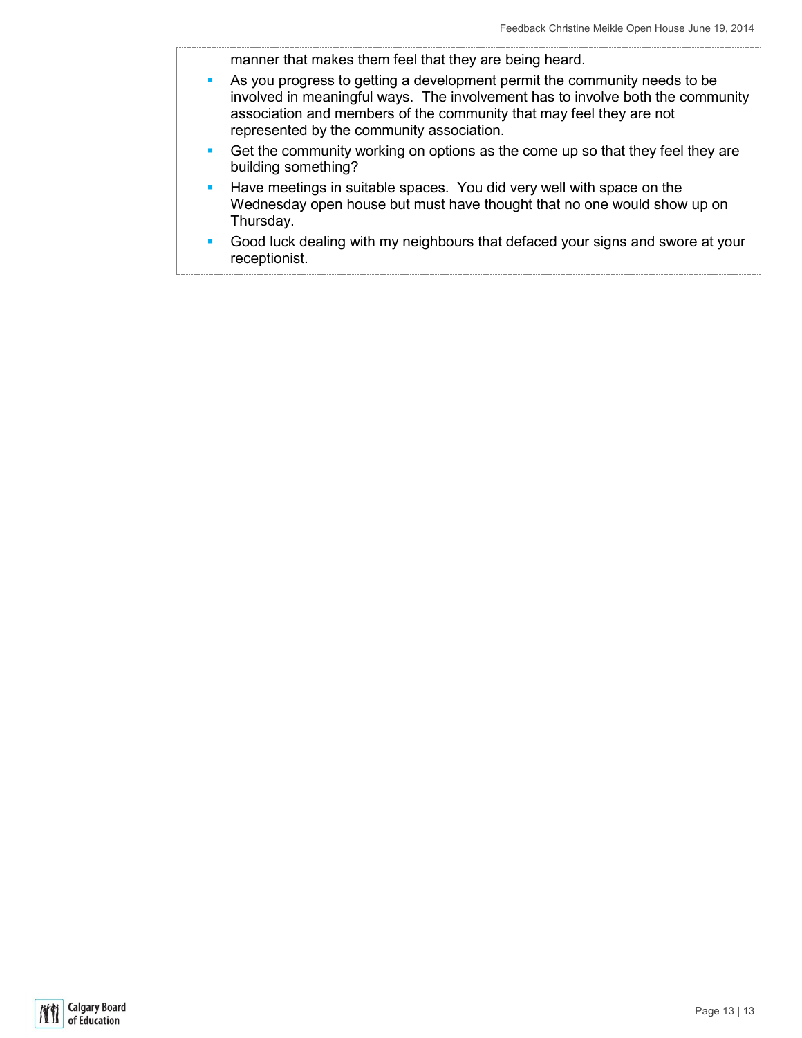manner that makes them feel that they are being heard.

- As you progress to getting a development permit the community needs to be involved in meaningful ways. The involvement has to involve both the community association and members of the community that may feel they are not represented by the community association.
- Get the community working on options as the come up so that they feel they are building something?
- Have meetings in suitable spaces. You did very well with space on the Wednesday open house but must have thought that no one would show up on Thursday.
- Good luck dealing with my neighbours that defaced your signs and swore at your receptionist.